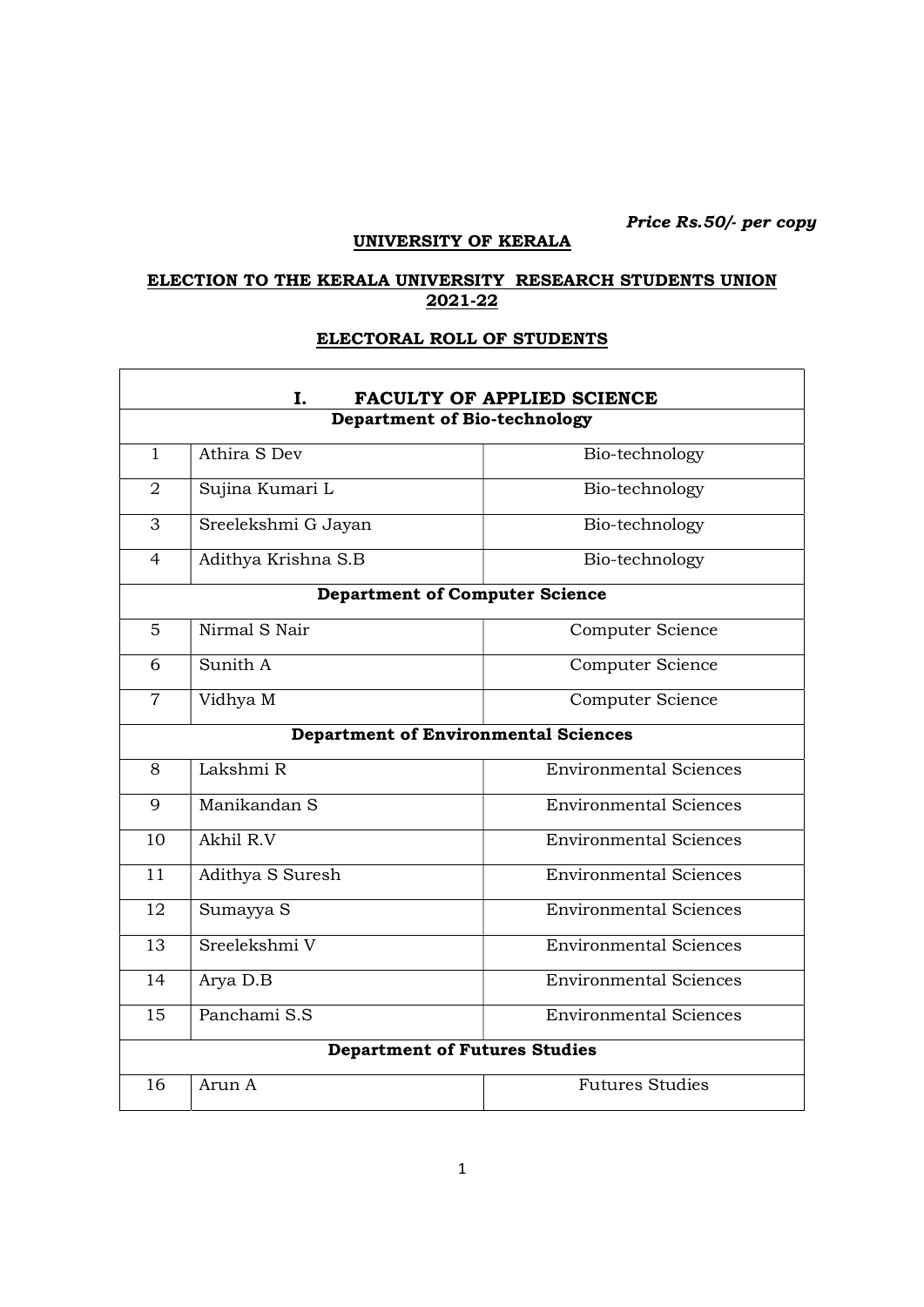*Price Rs.50/- per copy*

**UNIVERSITY OF KERALA**

**ELECTION TO THE KERALA UNIVERSITY RESEARCH STUDENTS UNION 2021-22**

**ELECTORAL ROLL OF STUDENTS**

| I. FACULTY OF APPLIED SCIENCE | | |
|---|---|---|
| **Department of Bio-technology** | | |
| 1 | Athira S Dev | Bio-technology |
| 2 | Sujina Kumari L | Bio-technology |
| 3 | Sreelekshmi G Jayan | Bio-technology |
| 4 | Adithya Krishna S.B | Bio-technology |
| **Department of Computer Science** | | |
| 5 | Nirmal S Nair | Computer Science |
| 6 | Sunith A | Computer Science |
| 7 | Vidhya M | Computer Science |
| **Department of Environmental Sciences** | | |
| 8 | Lakshmi R | Environmental Sciences |
| 9 | Manikandan S | Environmental Sciences |
| 10 | Akhil R.V | Environmental Sciences |
| 11 | Adithya S Suresh | Environmental Sciences |
| 12 | Sumayya S | Environmental Sciences |
| 13 | Sreelekshmi V | Environmental Sciences |
| 14 | Arya D.B | Environmental Sciences |
| 15 | Panchami S.S | Environmental Sciences |
| **Department of Futures Studies** | | |
| 16 | Arun A | Futures Studies |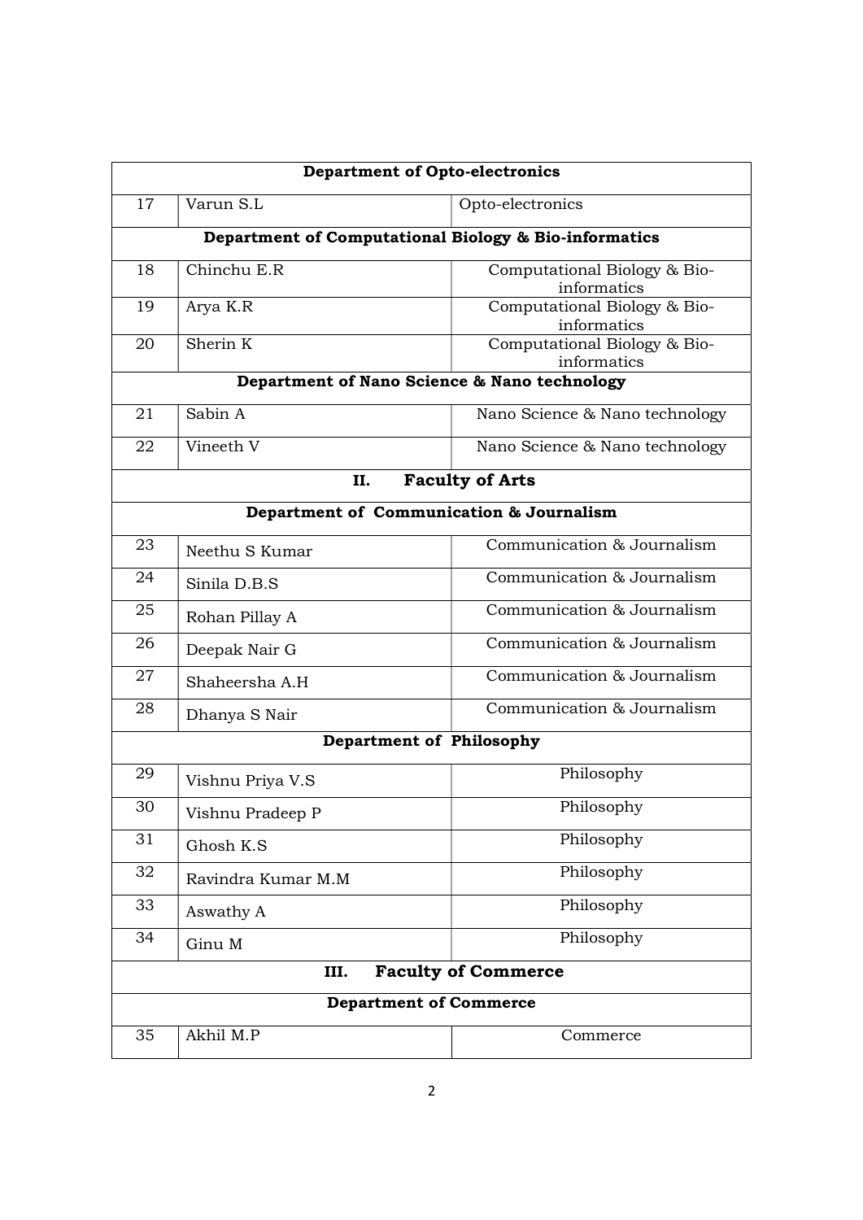| Department of Opto-electronics | | |
|---|---|---|
| 17 | Varun S.L | Opto-electronics |
| **Department of Computational Biology & Bio-informatics** | | |
| 18 | Chinchu E.R | Computational Biology & Bio-informatics |
| 19 | Arya K.R | Computational Biology & Bio-informatics |
| 20 | Sherin K | Computational Biology & Bio-informatics |
| **Department of Nano Science & Nano technology** | | |
| 21 | Sabin A | Nano Science & Nano technology |
| 22 | Vineeth V | Nano Science & Nano technology |
| **II. Faculty of Arts** | | |
| **Department of Communication & Journalism** | | |
| 23 | Neethu S Kumar | Communication & Journalism |
| 24 | Sinila D.B.S | Communication & Journalism |
| 25 | Rohan Pillay A | Communication & Journalism |
| 26 | Deepak Nair G | Communication & Journalism |
| 27 | Shaheersha A.H | Communication & Journalism |
| 28 | Dhanya S Nair | Communication & Journalism |
| **Department of Philosophy** | | |
| 29 | Vishnu Priya V.S | Philosophy |
| 30 | Vishnu Pradeep P | Philosophy |
| 31 | Ghosh K.S | Philosophy |
| 32 | Ravindra Kumar M.M | Philosophy |
| 33 | Aswathy A | Philosophy |
| 34 | Ginu M | Philosophy |
| **III. Faculty of Commerce** | | |
| **Department of Commerce** | | |
| 35 | Akhil M.P | Commerce |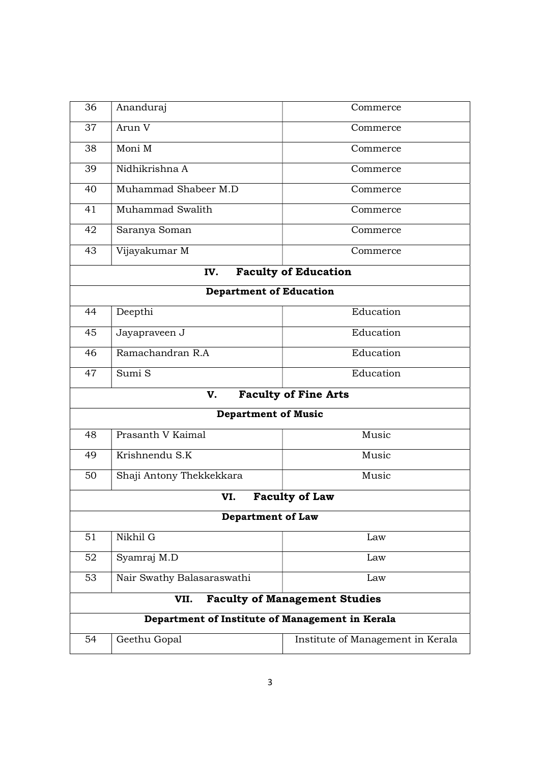| 36 | Ananduraj | Commerce |
|---|---|---|
| 37 | Arun V | Commerce |
| 38 | Moni M | Commerce |
| 39 | Nidhikrishna A | Commerce |
| 40 | Muhammad Shabeer M.D | Commerce |
| 41 | Muhammad Swalith | Commerce |
| 42 | Saranya Soman | Commerce |
| 43 | Vijayakumar M | Commerce |
| | **IV. Faculty of Education** | |
| | **Department of Education** | |
| 44 | Deepthi | Education |
| 45 | Jayapraveen J | Education |
| 46 | Ramachandran R.A | Education |
| 47 | Sumi S | Education |
| | **V. Faculty of Fine Arts** | |
| | **Department of Music** | |
| 48 | Prasanth V Kaimal | Music |
| 49 | Krishnendu S.K | Music |
| 50 | Shaji Antony Thekkekkara | Music |
| | **VI. Faculty of Law** | |
| | **Department of Law** | |
| 51 | Nikhil G | Law |
| 52 | Syamraj M.D | Law |
| 53 | Nair Swathy Balasaraswathi | Law |
| | **VII. Faculty of Management Studies** | |
| | **Department of Institute of Management in Kerala** | |
| 54 | Geethu Gopal | Institute of Management in Kerala |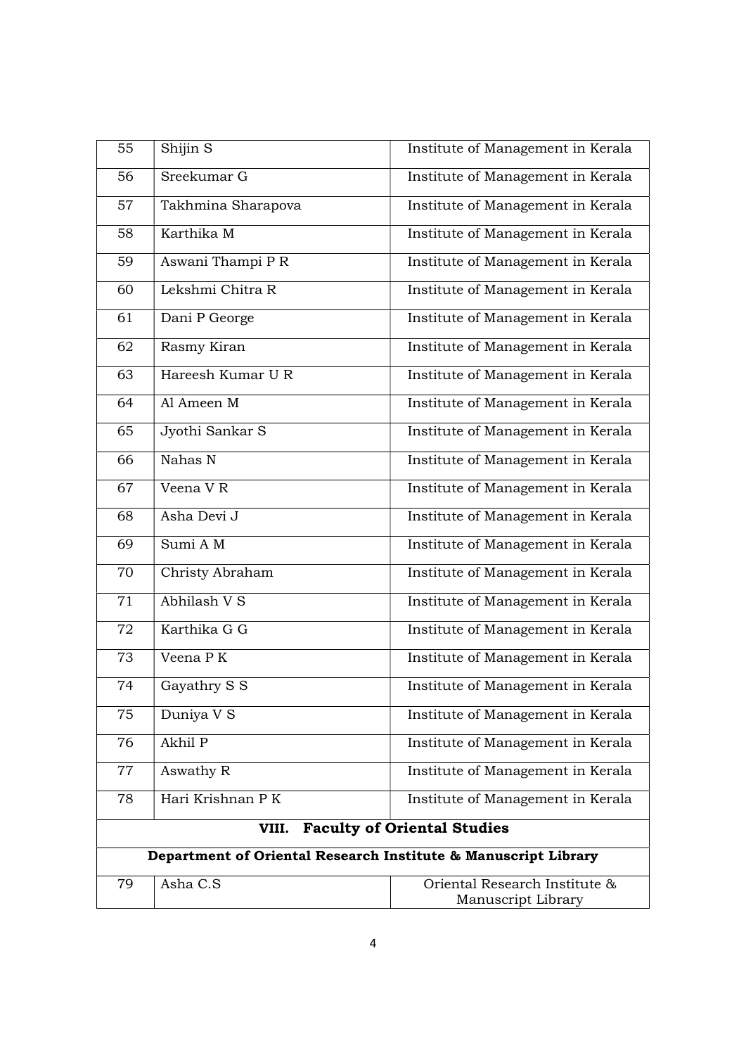| | | |
|---|---|---|
| 55 | Shijin S | Institute of Management in Kerala |
| 56 | Sreekumar G | Institute of Management in Kerala |
| 57 | Takhmina Sharapova | Institute of Management in Kerala |
| 58 | Karthika M | Institute of Management in Kerala |
| 59 | Aswani Thampi P R | Institute of Management in Kerala |
| 60 | Lekshmi Chitra R | Institute of Management in Kerala |
| 61 | Dani P George | Institute of Management in Kerala |
| 62 | Rasmy Kiran | Institute of Management in Kerala |
| 63 | Hareesh Kumar U R | Institute of Management in Kerala |
| 64 | Al Ameen M | Institute of Management in Kerala |
| 65 | Jyothi Sankar S | Institute of Management in Kerala |
| 66 | Nahas N | Institute of Management in Kerala |
| 67 | Veena V R | Institute of Management in Kerala |
| 68 | Asha Devi J | Institute of Management in Kerala |
| 69 | Sumi A M | Institute of Management in Kerala |
| 70 | Christy Abraham | Institute of Management in Kerala |
| 71 | Abhilash V S | Institute of Management in Kerala |
| 72 | Karthika G G | Institute of Management in Kerala |
| 73 | Veena P K | Institute of Management in Kerala |
| 74 | Gayathry S S | Institute of Management in Kerala |
| 75 | Duniya V S | Institute of Management in Kerala |
| 76 | Akhil P | Institute of Management in Kerala |
| 77 | Aswathy R | Institute of Management in Kerala |
| 78 | Hari Krishnan P K | Institute of Management in Kerala |
| **VIII. Faculty of Oriental Studies** | | |
| **Department of Oriental Research Institute & Manuscript Library** | | |
| 79 | Asha C.S | Oriental Research Institute & Manuscript Library |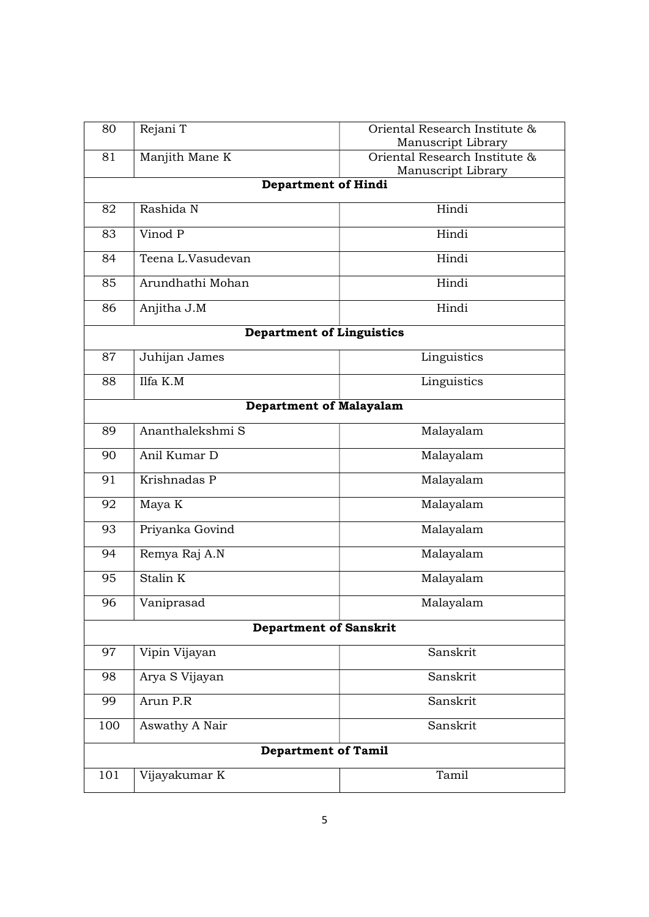| | | |
|---|---|---|
| 80 | Rejani T | Oriental Research Institute & Manuscript Library |
| 81 | Manjith Mane K | Oriental Research Institute & Manuscript Library |
| **Department of Hindi** | | |
| 82 | Rashida N | Hindi |
| 83 | Vinod P | Hindi |
| 84 | Teena L.Vasudevan | Hindi |
| 85 | Arundhathi Mohan | Hindi |
| 86 | Anjitha J.M | Hindi |
| **Department of Linguistics** | | |
| 87 | Juhijan James | Linguistics |
| 88 | Ilfa K.M | Linguistics |
| **Department of Malayalam** | | |
| 89 | Ananthalekshmi S | Malayalam |
| 90 | Anil Kumar D | Malayalam |
| 91 | Krishnadas P | Malayalam |
| 92 | Maya K | Malayalam |
| 93 | Priyanka Govind | Malayalam |
| 94 | Remya Raj A.N | Malayalam |
| 95 | Stalin K | Malayalam |
| 96 | Vaniprasad | Malayalam |
| **Department of Sanskrit** | | |
| 97 | Vipin Vijayan | Sanskrit |
| 98 | Arya S Vijayan | Sanskrit |
| 99 | Arun P.R | Sanskrit |
| 100 | Aswathy A Nair | Sanskrit |
| **Department of Tamil** | | |
| 101 | Vijayakumar K | Tamil |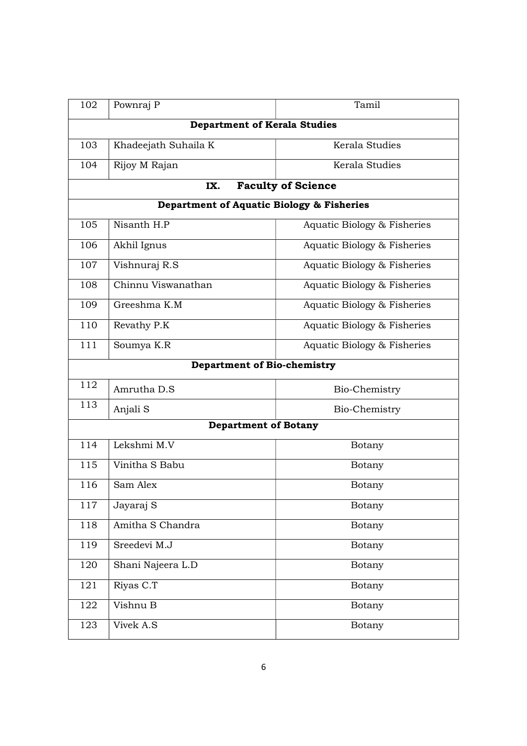| | | |
|---|---|---|
| 102 | Pownraj P | Tamil |
| **Department of Kerala Studies** | | |
| 103 | Khadeejath Suhaila K | Kerala Studies |
| 104 | Rijoy M Rajan | Kerala Studies |
| **IX. Faculty of Science** | | |
| **Department of Aquatic Biology & Fisheries** | | |
| 105 | Nisanth H.P | Aquatic Biology & Fisheries |
| 106 | Akhil Ignus | Aquatic Biology & Fisheries |
| 107 | Vishnuraj R.S | Aquatic Biology & Fisheries |
| 108 | Chinnu Viswanathan | Aquatic Biology & Fisheries |
| 109 | Greeshma K.M | Aquatic Biology & Fisheries |
| 110 | Revathy P.K | Aquatic Biology & Fisheries |
| 111 | Soumya K.R | Aquatic Biology & Fisheries |
| **Department of Bio-chemistry** | | |
| 112 | Amrutha D.S | Bio-Chemistry |
| 113 | Anjali S | Bio-Chemistry |
| **Department of Botany** | | |
| 114 | Lekshmi M.V | Botany |
| 115 | Vinitha S Babu | Botany |
| 116 | Sam Alex | Botany |
| 117 | Jayaraj S | Botany |
| 118 | Amitha S Chandra | Botany |
| 119 | Sreedevi M.J | Botany |
| 120 | Shani Najeera L.D | Botany |
| 121 | Riyas C.T | Botany |
| 122 | Vishnu B | Botany |
| 123 | Vivek A.S | Botany |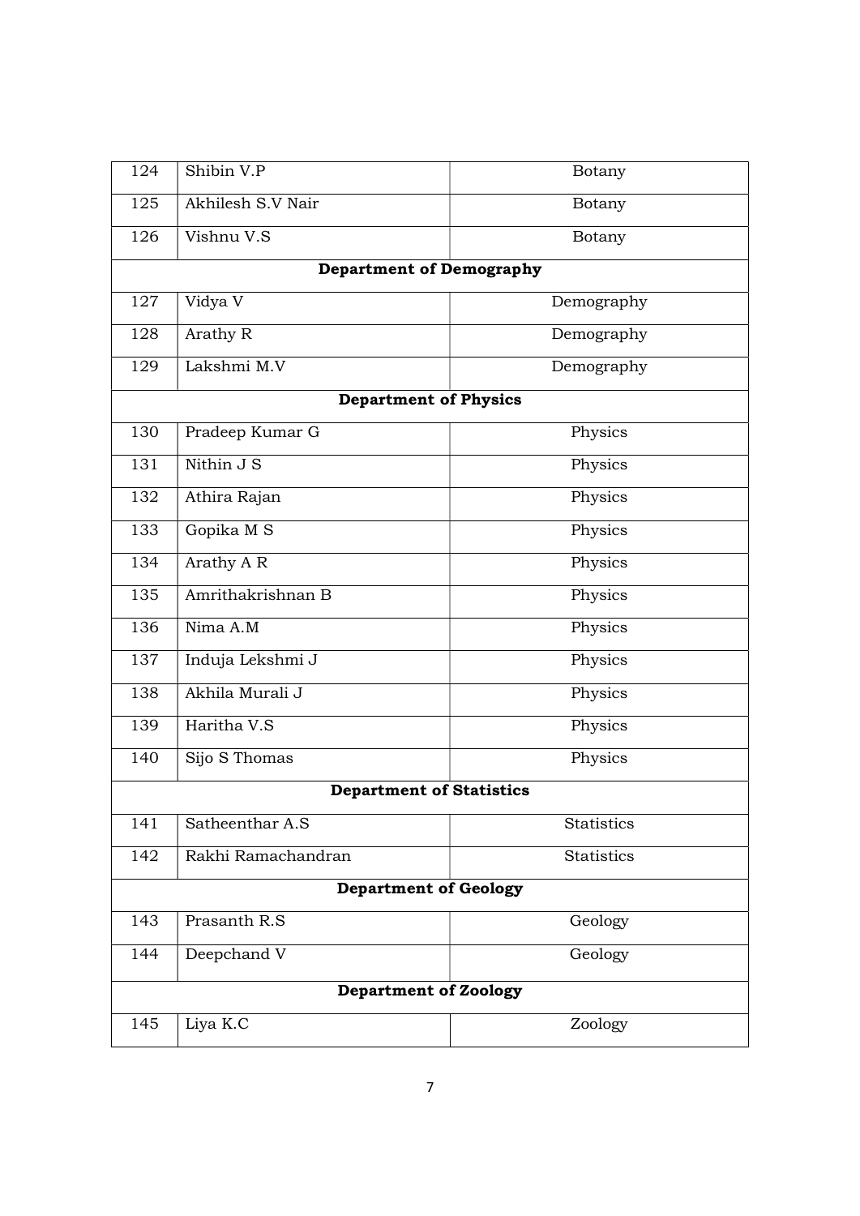| | | |
|---|---|---|
| 124 | Shibin V.P | Botany |
| 125 | Akhilesh S.V Nair | Botany |
| 126 | Vishnu V.S | Botany |
| **Department of Demography** | | |
| 127 | Vidya V | Demography |
| 128 | Arathy R | Demography |
| 129 | Lakshmi M.V | Demography |
| **Department of Physics** | | |
| 130 | Pradeep Kumar G | Physics |
| 131 | Nithin J S | Physics |
| 132 | Athira Rajan | Physics |
| 133 | Gopika M S | Physics |
| 134 | Arathy A R | Physics |
| 135 | Amrithakrishnan B | Physics |
| 136 | Nima A.M | Physics |
| 137 | Induja Lekshmi J | Physics |
| 138 | Akhila Murali J | Physics |
| 139 | Haritha V.S | Physics |
| 140 | Sijo S Thomas | Physics |
| **Department of Statistics** | | |
| 141 | Satheenthar A.S | Statistics |
| 142 | Rakhi Ramachandran | Statistics |
| **Department of Geology** | | |
| 143 | Prasanth R.S | Geology |
| 144 | Deepchand V | Geology |
| **Department of Zoology** | | |
| 145 | Liya K.C | Zoology |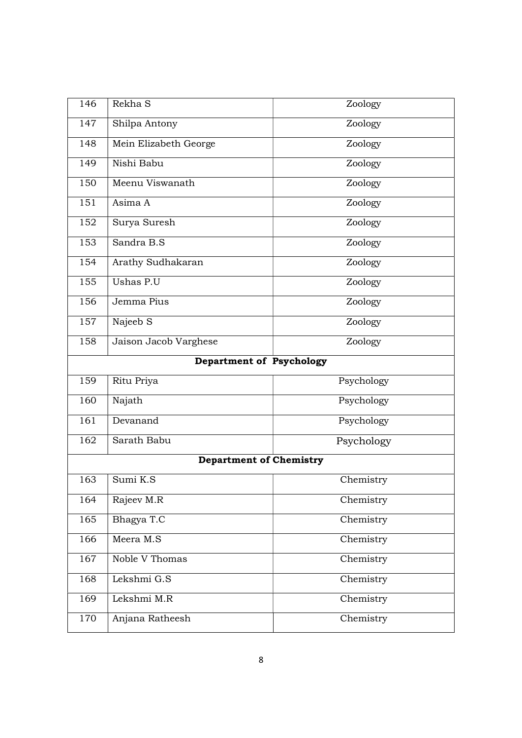| 146 | Rekha S | Zoology |
|---|---|---|
| 147 | Shilpa Antony | Zoology |
| 148 | Mein Elizabeth George | Zoology |
| 149 | Nishi Babu | Zoology |
| 150 | Meenu Viswanath | Zoology |
| 151 | Asima A | Zoology |
| 152 | Surya Suresh | Zoology |
| 153 | Sandra B.S | Zoology |
| 154 | Arathy Sudhakaran | Zoology |
| 155 | Ushas P.U | Zoology |
| 156 | Jemma Pius | Zoology |
| 157 | Najeeb S | Zoology |
| 158 | Jaison Jacob Varghese | Zoology |
| **Department of Psychology** | | |
| 159 | Ritu Priya | Psychology |
| 160 | Najath | Psychology |
| 161 | Devanand | Psychology |
| 162 | Sarath Babu | Psychology |
| **Department of Chemistry** | | |
| 163 | Sumi K.S | Chemistry |
| 164 | Rajeev M.R | Chemistry |
| 165 | Bhagya T.C | Chemistry |
| 166 | Meera M.S | Chemistry |
| 167 | Noble V Thomas | Chemistry |
| 168 | Lekshmi G.S | Chemistry |
| 169 | Lekshmi M.R | Chemistry |
| 170 | Anjana Ratheesh | Chemistry |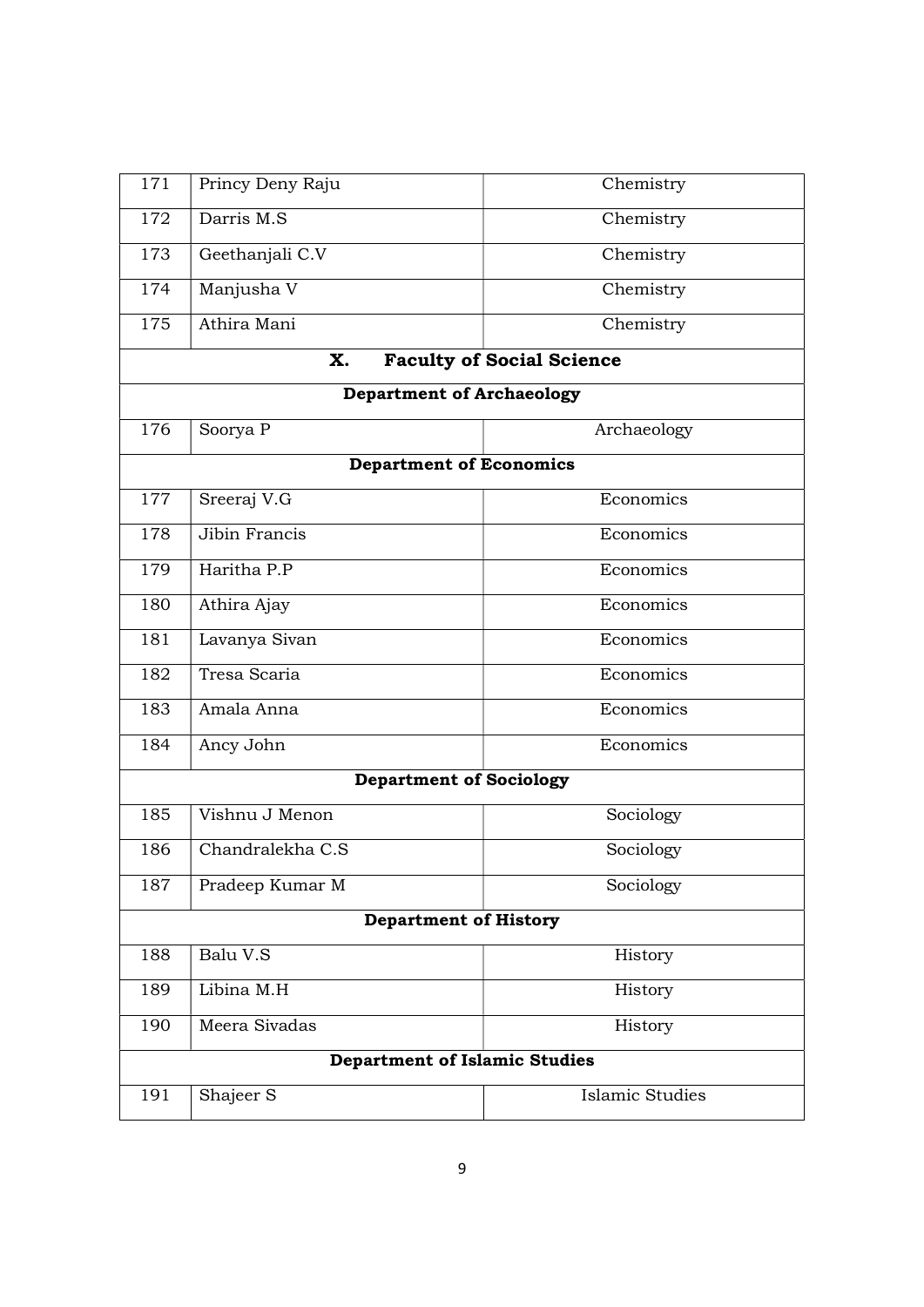| | | |
|---|---|---|
| 171 | Princy Deny Raju | Chemistry |
| 172 | Darris M.S | Chemistry |
| 173 | Geethanjali C.V | Chemistry |
| 174 | Manjusha V | Chemistry |
| 175 | Athira Mani | Chemistry |
| **X. Faculty of Social Science** | | |
| **Department of Archaeology** | | |
| 176 | Soorya P | Archaeology |
| **Department of Economics** | | |
| 177 | Sreeraj V.G | Economics |
| 178 | Jibin Francis | Economics |
| 179 | Haritha P.P | Economics |
| 180 | Athira Ajay | Economics |
| 181 | Lavanya Sivan | Economics |
| 182 | Tresa Scaria | Economics |
| 183 | Amala Anna | Economics |
| 184 | Ancy John | Economics |
| **Department of Sociology** | | |
| 185 | Vishnu J Menon | Sociology |
| 186 | Chandralekha C.S | Sociology |
| 187 | Pradeep Kumar M | Sociology |
| **Department of History** | | |
| 188 | Balu V.S | History |
| 189 | Libina M.H | History |
| 190 | Meera Sivadas | History |
| **Department of Islamic Studies** | | |
| 191 | Shajeer S | Islamic Studies |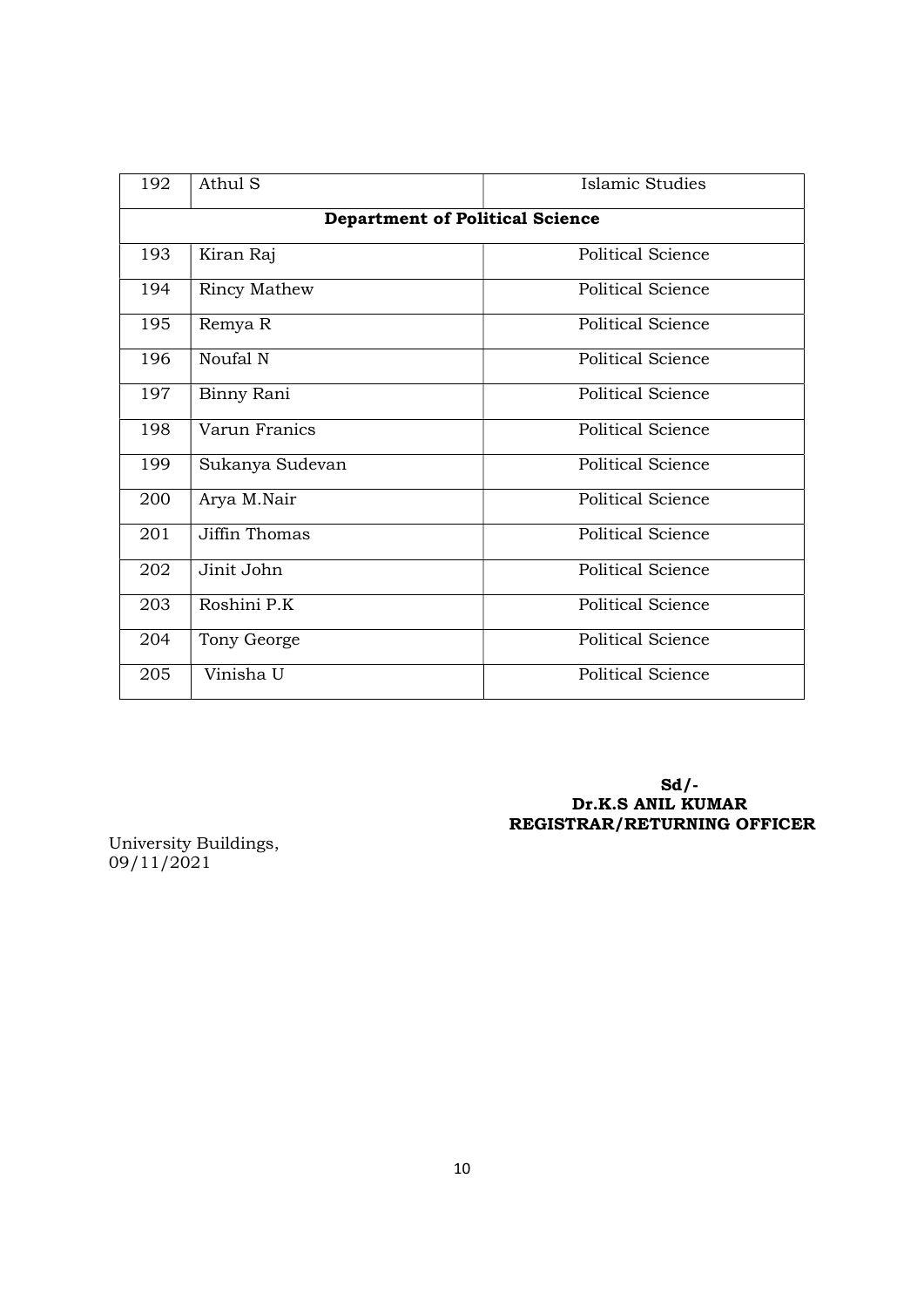| | | |
|---|---|---|
| 192 | Athul S | Islamic Studies |
| **Department of Political Science** | | |
| 193 | Kiran Raj | Political Science |
| 194 | Rincy Mathew | Political Science |
| 195 | Remya R | Political Science |
| 196 | Noufal N | Political Science |
| 197 | Binny Rani | Political Science |
| 198 | Varun Franics | Political Science |
| 199 | Sukanya Sudevan | Political Science |
| 200 | Arya M.Nair | Political Science |
| 201 | Jiffin Thomas | Political Science |
| 202 | Jinit John | Political Science |
| 203 | Roshini P.K | Political Science |
| 204 | Tony George | Political Science |
| 205 | Vinisha U | Political Science |

**Sd/-**
**Dr.K.S ANIL KUMAR**
**REGISTRAR/RETURNING OFFICER**

University Buildings,
09/11/2021